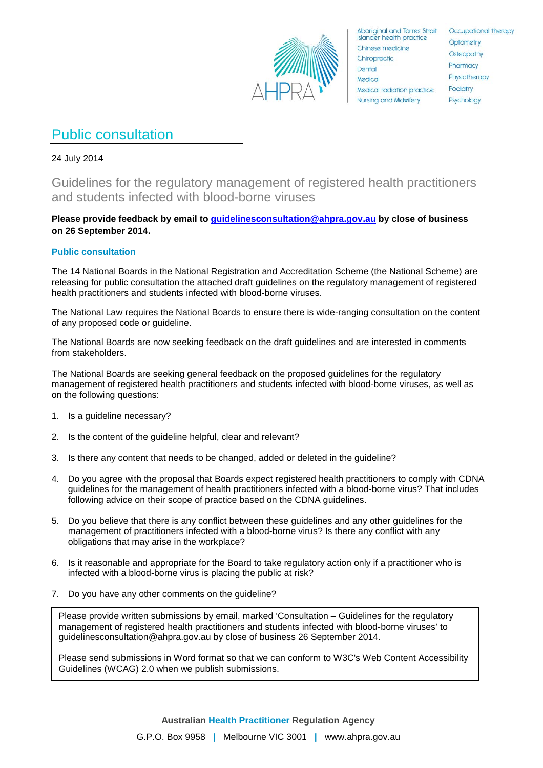Aboriginal and Torres Strait Islander health practice
Chinese medicine
Chiropractic
Dental
Medical
Medical radiation practice
Nursing and Midwifery
Occupational therapy
Optometry
Osteopathy
Pharmacy
Physiotherapy
Podiatry
Psychology

# Public consultation

24 July 2014

## Guidelines for the regulatory management of registered health practitioners and students infected with blood-borne viruses

**Please provide feedback by email to guidelinesconsultation@ahpra.gov.au by close of business on 26 September 2014.**

### Public consultation

The 14 National Boards in the National Registration and Accreditation Scheme (the National Scheme) are releasing for public consultation the attached draft guidelines on the regulatory management of registered health practitioners and students infected with blood-borne viruses.

The National Law requires the National Boards to ensure there is wide-ranging consultation on the content of any proposed code or guideline.

The National Boards are now seeking feedback on the draft guidelines and are interested in comments from stakeholders.

The National Boards are seeking general feedback on the proposed guidelines for the regulatory management of registered health practitioners and students infected with blood-borne viruses, as well as on the following questions:

1. Is a guideline necessary?
2. Is the content of the guideline helpful, clear and relevant?
3. Is there any content that needs to be changed, added or deleted in the guideline?
4. Do you agree with the proposal that Boards expect registered health practitioners to comply with CDNA guidelines for the management of health practitioners infected with a blood-borne virus? That includes following advice on their scope of practice based on the CDNA guidelines.
5. Do you believe that there is any conflict between these guidelines and any other guidelines for the management of practitioners infected with a blood-borne virus? Is there any conflict with any obligations that may arise in the workplace?
6. Is it reasonable and appropriate for the Board to take regulatory action only if a practitioner who is infected with a blood-borne virus is placing the public at risk?
7. Do you have any other comments on the guideline?

> Please provide written submissions by email, marked 'Consultation – Guidelines for the regulatory management of registered health practitioners and students infected with blood-borne viruses' to guidelinesconsultation@ahpra.gov.au by close of business 26 September 2014.
>
> Please send submissions in Word format so that we can conform to W3C's Web Content Accessibility Guidelines (WCAG) 2.0 when we publish submissions.

**Australian Health Practitioner Regulation Agency**

G.P.O. Box 9958 | Melbourne VIC 3001 | www.ahpra.gov.au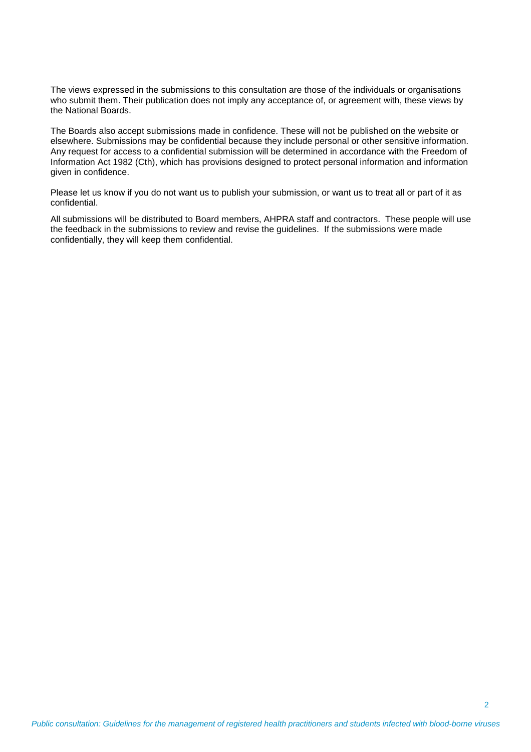The views expressed in the submissions to this consultation are those of the individuals or organisations who submit them. Their publication does not imply any acceptance of, or agreement with, these views by the National Boards.

The Boards also accept submissions made in confidence. These will not be published on the website or elsewhere. Submissions may be confidential because they include personal or other sensitive information. Any request for access to a confidential submission will be determined in accordance with the Freedom of Information Act 1982 (Cth), which has provisions designed to protect personal information and information given in confidence.

Please let us know if you do not want us to publish your submission, or want us to treat all or part of it as confidential.

All submissions will be distributed to Board members, AHPRA staff and contractors. These people will use the feedback in the submissions to review and revise the guidelines. If the submissions were made confidentially, they will keep them confidential.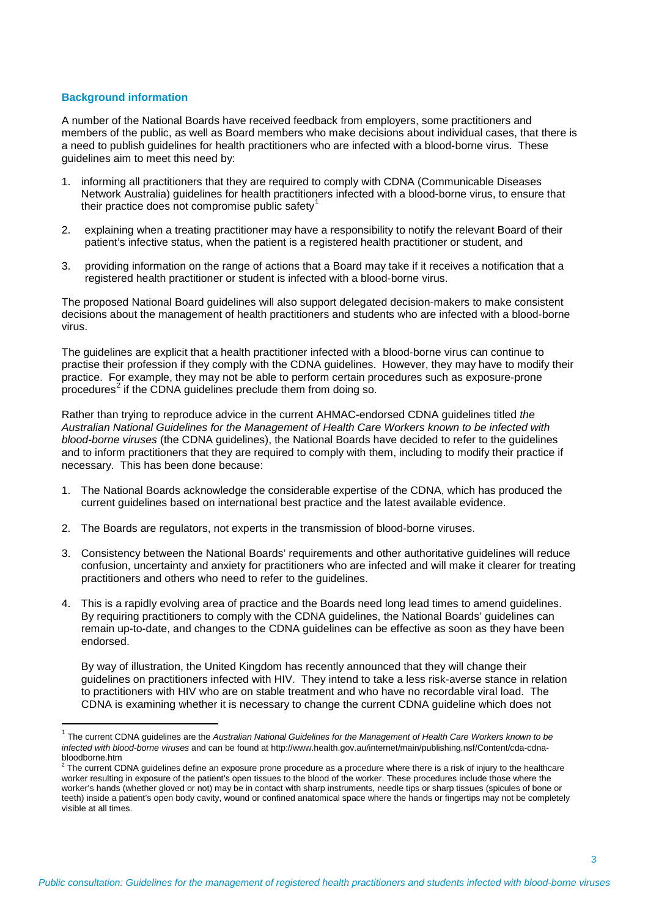### Background information

A number of the National Boards have received feedback from employers, some practitioners and members of the public, as well as Board members who make decisions about individual cases, that there is a need to publish guidelines for health practitioners who are infected with a blood-borne virus. These guidelines aim to meet this need by:

1. informing all practitioners that they are required to comply with CDNA (Communicable Diseases Network Australia) guidelines for health practitioners infected with a blood-borne virus, to ensure that their practice does not compromise public safety[1]
2. explaining when a treating practitioner may have a responsibility to notify the relevant Board of their patient's infective status, when the patient is a registered health practitioner or student, and
3. providing information on the range of actions that a Board may take if it receives a notification that a registered health practitioner or student is infected with a blood-borne virus.

The proposed National Board guidelines will also support delegated decision-makers to make consistent decisions about the management of health practitioners and students who are infected with a blood-borne virus.

The guidelines are explicit that a health practitioner infected with a blood-borne virus can continue to practise their profession if they comply with the CDNA guidelines. However, they may have to modify their practice. For example, they may not be able to perform certain procedures such as exposure-prone procedures[2] if the CDNA guidelines preclude them from doing so.

Rather than trying to reproduce advice in the current AHMAC-endorsed CDNA guidelines titled *the Australian National Guidelines for the Management of Health Care Workers known to be infected with blood-borne viruses* (the CDNA guidelines), the National Boards have decided to refer to the guidelines and to inform practitioners that they are required to comply with them, including to modify their practice if necessary. This has been done because:

1. The National Boards acknowledge the considerable expertise of the CDNA, which has produced the current guidelines based on international best practice and the latest available evidence.
2. The Boards are regulators, not experts in the transmission of blood-borne viruses.
3. Consistency between the National Boards' requirements and other authoritative guidelines will reduce confusion, uncertainty and anxiety for practitioners who are infected and will make it clearer for treating practitioners and others who need to refer to the guidelines.
4. This is a rapidly evolving area of practice and the Boards need long lead times to amend guidelines. By requiring practitioners to comply with the CDNA guidelines, the National Boards' guidelines can remain up-to-date, and changes to the CDNA guidelines can be effective as soon as they have been endorsed.

   By way of illustration, the United Kingdom has recently announced that they will change their guidelines on practitioners infected with HIV. They intend to take a less risk-averse stance in relation to practitioners with HIV who are on stable treatment and who have no recordable viral load. The CDNA is examining whether it is necessary to change the current CDNA guideline which does not

---

[1] The current CDNA guidelines are the *Australian National Guidelines for the Management of Health Care Workers known to be infected with blood-borne viruses* and can be found at http://www.health.gov.au/internet/main/publishing.nsf/Content/cda-cdna-bloodborne.htm

[2] The current CDNA guidelines define an exposure prone procedure as a procedure where there is a risk of injury to the healthcare worker resulting in exposure of the patient's open tissues to the blood of the worker. These procedures include those where the worker's hands (whether gloved or not) may be in contact with sharp instruments, needle tips or sharp tissues (spicules of bone or teeth) inside a patient's open body cavity, wound or confined anatomical space where the hands or fingertips may not be completely visible at all times.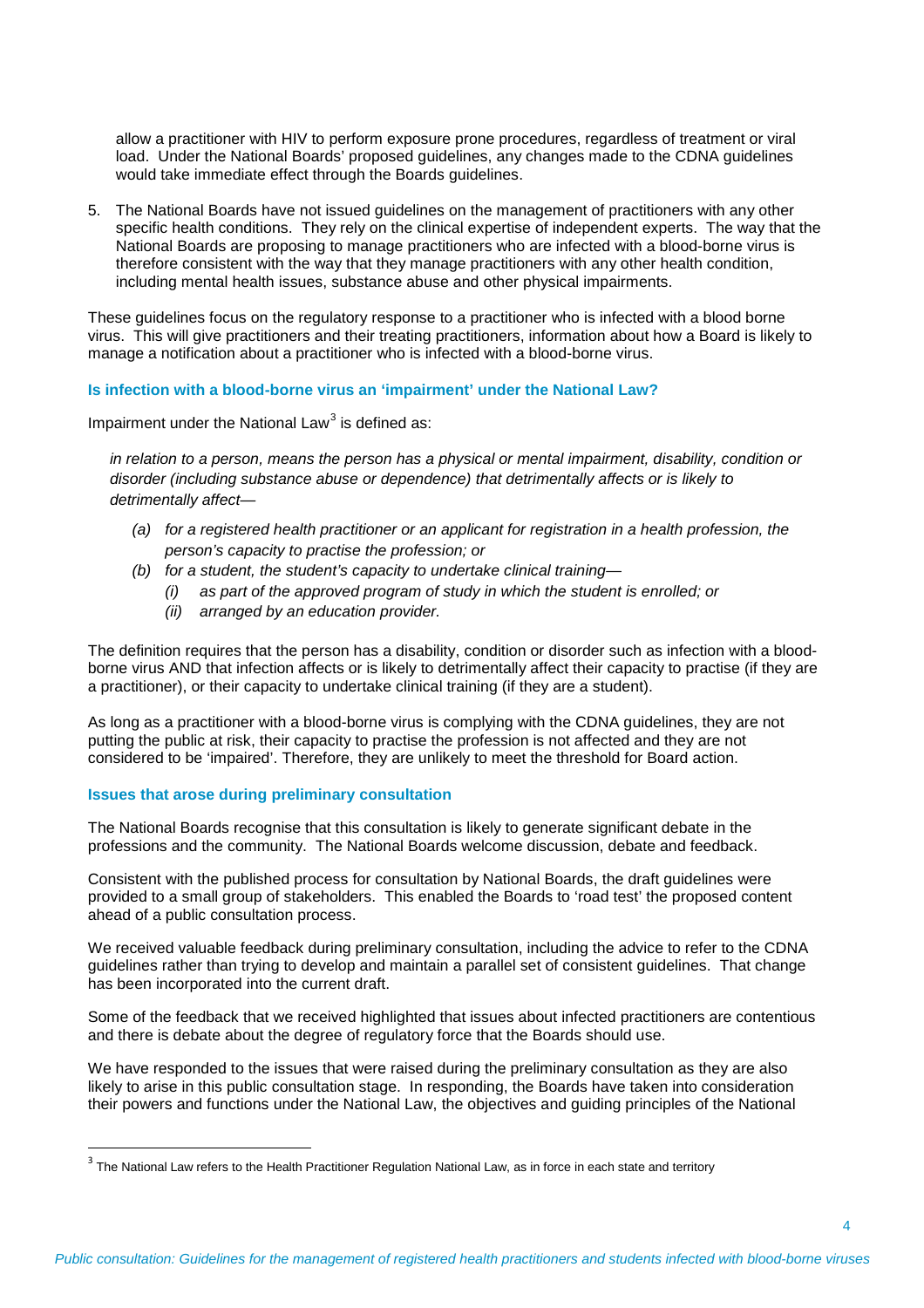allow a practitioner with HIV to perform exposure prone procedures, regardless of treatment or viral load. Under the National Boards' proposed guidelines, any changes made to the CDNA guidelines would take immediate effect through the Boards guidelines.

5. The National Boards have not issued guidelines on the management of practitioners with any other specific health conditions. They rely on the clinical expertise of independent experts. The way that the National Boards are proposing to manage practitioners who are infected with a blood-borne virus is therefore consistent with the way that they manage practitioners with any other health condition, including mental health issues, substance abuse and other physical impairments.

These guidelines focus on the regulatory response to a practitioner who is infected with a blood borne virus. This will give practitioners and their treating practitioners, information about how a Board is likely to manage a notification about a practitioner who is infected with a blood-borne virus.

### Is infection with a blood-borne virus an 'impairment' under the National Law?

Impairment under the National Law[3] is defined as:

> *in relation to a person, means the person has a physical or mental impairment, disability, condition or disorder (including substance abuse or dependence) that detrimentally affects or is likely to detrimentally affect—*
>
> - *(a) for a registered health practitioner or an applicant for registration in a health profession, the person's capacity to practise the profession; or*
> - *(b) for a student, the student's capacity to undertake clinical training—*
>     - *(i) as part of the approved program of study in which the student is enrolled; or*
>     - *(ii) arranged by an education provider.*

The definition requires that the person has a disability, condition or disorder such as infection with a blood-borne virus AND that infection affects or is likely to detrimentally affect their capacity to practise (if they are a practitioner), or their capacity to undertake clinical training (if they are a student).

As long as a practitioner with a blood-borne virus is complying with the CDNA guidelines, they are not putting the public at risk, their capacity to practise the profession is not affected and they are not considered to be 'impaired'. Therefore, they are unlikely to meet the threshold for Board action.

### Issues that arose during preliminary consultation

The National Boards recognise that this consultation is likely to generate significant debate in the professions and the community. The National Boards welcome discussion, debate and feedback.

Consistent with the published process for consultation by National Boards, the draft guidelines were provided to a small group of stakeholders. This enabled the Boards to 'road test' the proposed content ahead of a public consultation process.

We received valuable feedback during preliminary consultation, including the advice to refer to the CDNA guidelines rather than trying to develop and maintain a parallel set of consistent guidelines. That change has been incorporated into the current draft.

Some of the feedback that we received highlighted that issues about infected practitioners are contentious and there is debate about the degree of regulatory force that the Boards should use.

We have responded to the issues that were raised during the preliminary consultation as they are also likely to arise in this public consultation stage. In responding, the Boards have taken into consideration their powers and functions under the National Law, the objectives and guiding principles of the National

[3] The National Law refers to the Health Practitioner Regulation National Law, as in force in each state and territory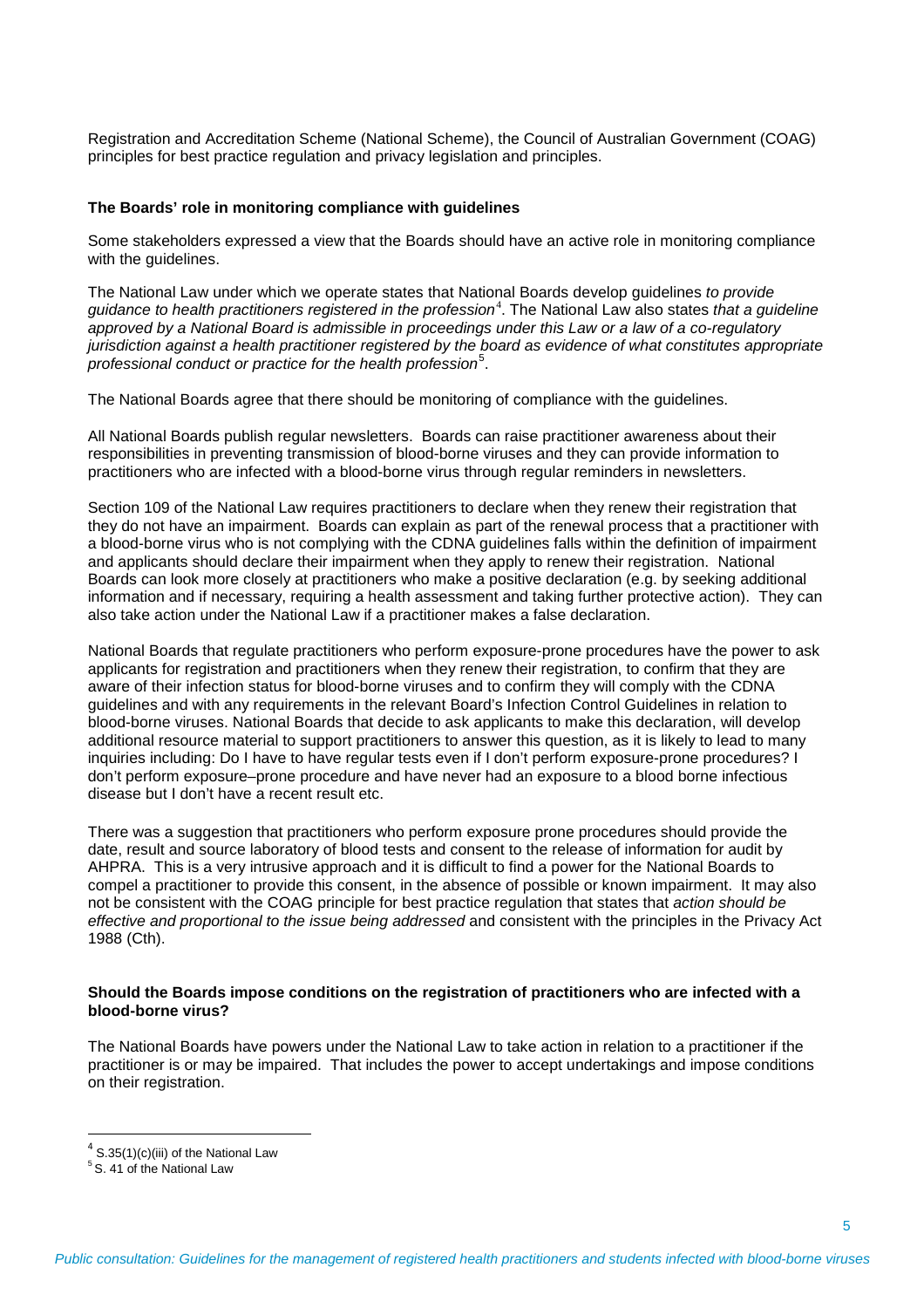Registration and Accreditation Scheme (National Scheme), the Council of Australian Government (COAG) principles for best practice regulation and privacy legislation and principles.

**The Boards' role in monitoring compliance with guidelines**

Some stakeholders expressed a view that the Boards should have an active role in monitoring compliance with the guidelines.

The National Law under which we operate states that National Boards develop guidelines *to provide guidance to health practitioners registered in the profession*[4]. The National Law also states *that a guideline approved by a National Board is admissible in proceedings under this Law or a law of a co-regulatory jurisdiction against a health practitioner registered by the board as evidence of what constitutes appropriate professional conduct or practice for the health profession*[5].

The National Boards agree that there should be monitoring of compliance with the guidelines.

All National Boards publish regular newsletters. Boards can raise practitioner awareness about their responsibilities in preventing transmission of blood-borne viruses and they can provide information to practitioners who are infected with a blood-borne virus through regular reminders in newsletters.

Section 109 of the National Law requires practitioners to declare when they renew their registration that they do not have an impairment. Boards can explain as part of the renewal process that a practitioner with a blood-borne virus who is not complying with the CDNA guidelines falls within the definition of impairment and applicants should declare their impairment when they apply to renew their registration. National Boards can look more closely at practitioners who make a positive declaration (e.g. by seeking additional information and if necessary, requiring a health assessment and taking further protective action). They can also take action under the National Law if a practitioner makes a false declaration.

National Boards that regulate practitioners who perform exposure-prone procedures have the power to ask applicants for registration and practitioners when they renew their registration, to confirm that they are aware of their infection status for blood-borne viruses and to confirm they will comply with the CDNA guidelines and with any requirements in the relevant Board's Infection Control Guidelines in relation to blood-borne viruses. National Boards that decide to ask applicants to make this declaration, will develop additional resource material to support practitioners to answer this question, as it is likely to lead to many inquiries including: Do I have to have regular tests even if I don't perform exposure-prone procedures? I don't perform exposure–prone procedure and have never had an exposure to a blood borne infectious disease but I don't have a recent result etc.

There was a suggestion that practitioners who perform exposure prone procedures should provide the date, result and source laboratory of blood tests and consent to the release of information for audit by AHPRA. This is a very intrusive approach and it is difficult to find a power for the National Boards to compel a practitioner to provide this consent, in the absence of possible or known impairment. It may also not be consistent with the COAG principle for best practice regulation that states that *action should be effective and proportional to the issue being addressed* and consistent with the principles in the Privacy Act 1988 (Cth).

**Should the Boards impose conditions on the registration of practitioners who are infected with a blood-borne virus?**

The National Boards have powers under the National Law to take action in relation to a practitioner if the practitioner is or may be impaired. That includes the power to accept undertakings and impose conditions on their registration.

---

[4] S.35(1)(c)(iii) of the National Law

[5] S. 41 of the National Law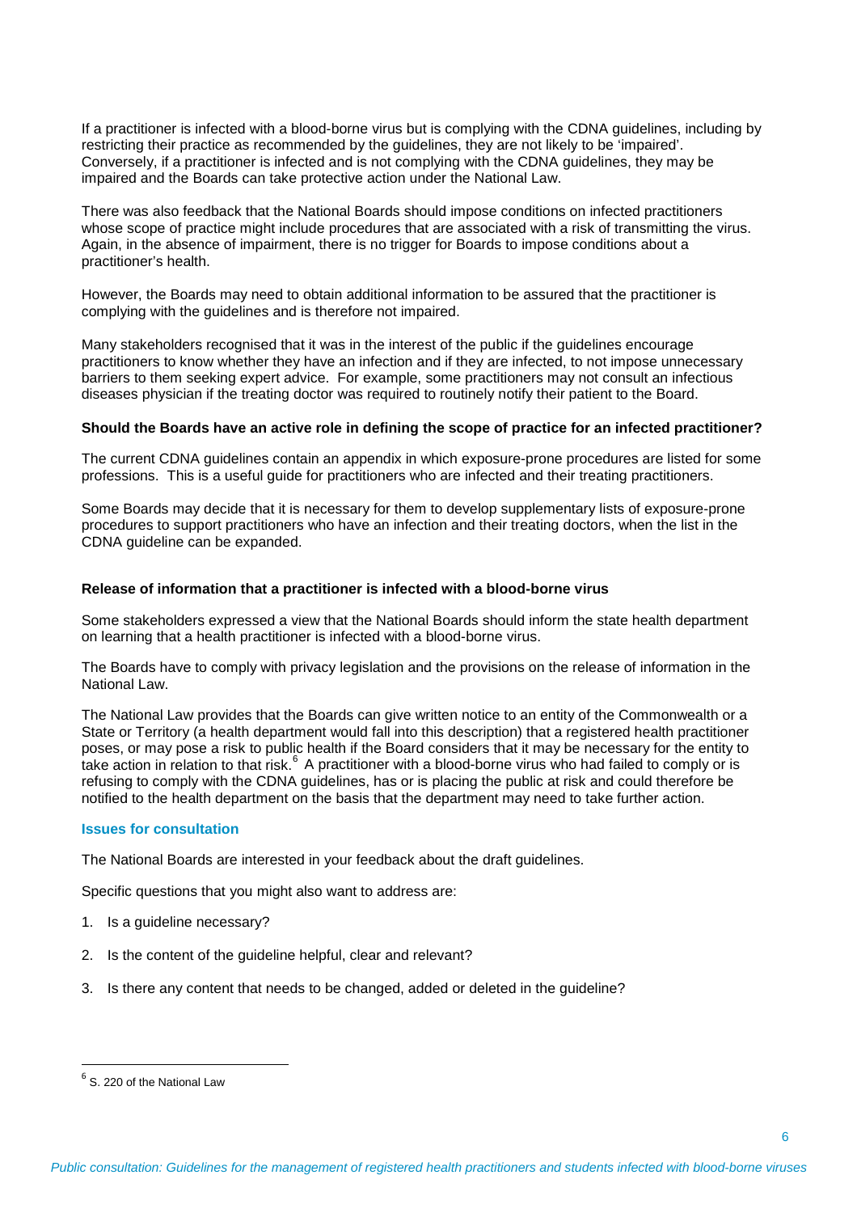If a practitioner is infected with a blood-borne virus but is complying with the CDNA guidelines, including by restricting their practice as recommended by the guidelines, they are not likely to be 'impaired'. Conversely, if a practitioner is infected and is not complying with the CDNA guidelines, they may be impaired and the Boards can take protective action under the National Law.

There was also feedback that the National Boards should impose conditions on infected practitioners whose scope of practice might include procedures that are associated with a risk of transmitting the virus. Again, in the absence of impairment, there is no trigger for Boards to impose conditions about a practitioner's health.

However, the Boards may need to obtain additional information to be assured that the practitioner is complying with the guidelines and is therefore not impaired.

Many stakeholders recognised that it was in the interest of the public if the guidelines encourage practitioners to know whether they have an infection and if they are infected, to not impose unnecessary barriers to them seeking expert advice. For example, some practitioners may not consult an infectious diseases physician if the treating doctor was required to routinely notify their patient to the Board.

**Should the Boards have an active role in defining the scope of practice for an infected practitioner?**

The current CDNA guidelines contain an appendix in which exposure-prone procedures are listed for some professions. This is a useful guide for practitioners who are infected and their treating practitioners.

Some Boards may decide that it is necessary for them to develop supplementary lists of exposure-prone procedures to support practitioners who have an infection and their treating doctors, when the list in the CDNA guideline can be expanded.

**Release of information that a practitioner is infected with a blood-borne virus**

Some stakeholders expressed a view that the National Boards should inform the state health department on learning that a health practitioner is infected with a blood-borne virus.

The Boards have to comply with privacy legislation and the provisions on the release of information in the National Law.

The National Law provides that the Boards can give written notice to an entity of the Commonwealth or a State or Territory (a health department would fall into this description) that a registered health practitioner poses, or may pose a risk to public health if the Board considers that it may be necessary for the entity to take action in relation to that risk.[6] A practitioner with a blood-borne virus who had failed to comply or is refusing to comply with the CDNA guidelines, has or is placing the public at risk and could therefore be notified to the health department on the basis that the department may need to take further action.

## Issues for consultation

The National Boards are interested in your feedback about the draft guidelines.

Specific questions that you might also want to address are:

1. Is a guideline necessary?
2. Is the content of the guideline helpful, clear and relevant?
3. Is there any content that needs to be changed, added or deleted in the guideline?

[6] S. 220 of the National Law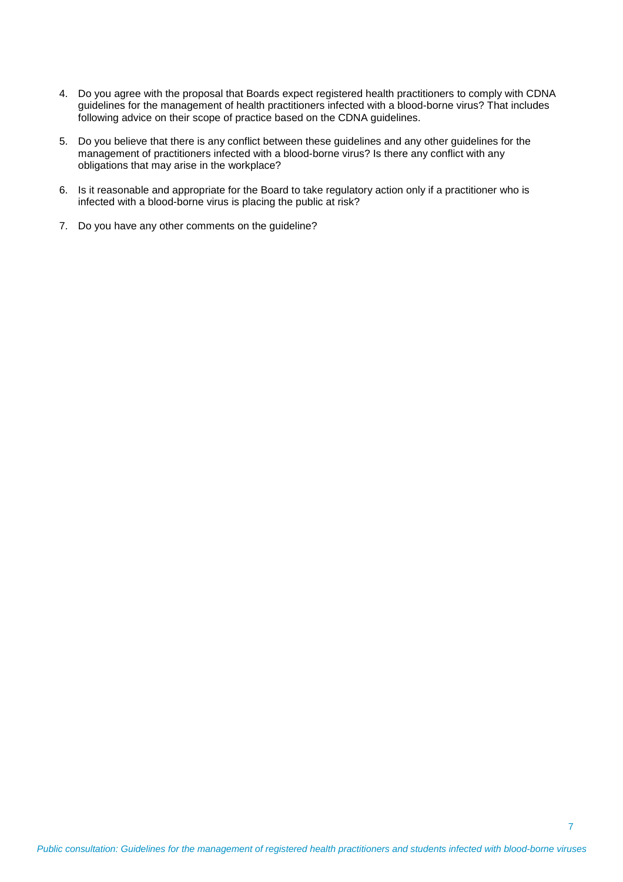4. Do you agree with the proposal that Boards expect registered health practitioners to comply with CDNA guidelines for the management of health practitioners infected with a blood-borne virus? That includes following advice on their scope of practice based on the CDNA guidelines.

5. Do you believe that there is any conflict between these guidelines and any other guidelines for the management of practitioners infected with a blood-borne virus? Is there any conflict with any obligations that may arise in the workplace?

6. Is it reasonable and appropriate for the Board to take regulatory action only if a practitioner who is infected with a blood-borne virus is placing the public at risk?

7. Do you have any other comments on the guideline?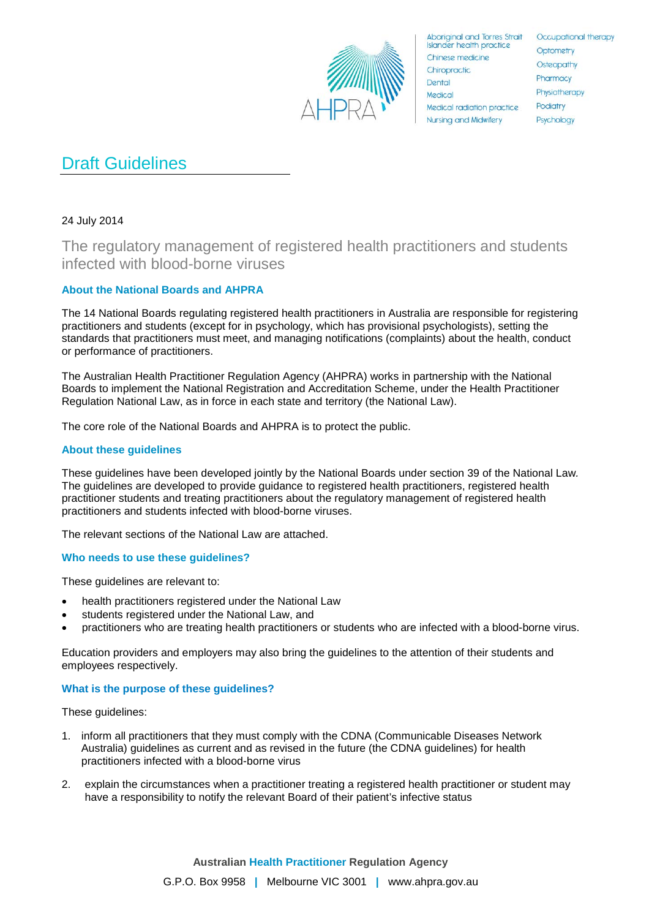# Draft Guidelines

24 July 2014

## The regulatory management of registered health practitioners and students infected with blood-borne viruses

### About the National Boards and AHPRA

The 14 National Boards regulating registered health practitioners in Australia are responsible for registering practitioners and students (except for in psychology, which has provisional psychologists), setting the standards that practitioners must meet, and managing notifications (complaints) about the health, conduct or performance of practitioners.

The Australian Health Practitioner Regulation Agency (AHPRA) works in partnership with the National Boards to implement the National Registration and Accreditation Scheme, under the Health Practitioner Regulation National Law, as in force in each state and territory (the National Law).

The core role of the National Boards and AHPRA is to protect the public.

### About these guidelines

These guidelines have been developed jointly by the National Boards under section 39 of the National Law. The guidelines are developed to provide guidance to registered health practitioners, registered health practitioner students and treating practitioners about the regulatory management of registered health practitioners and students infected with blood-borne viruses.

The relevant sections of the National Law are attached.

### Who needs to use these guidelines?

These guidelines are relevant to:

- health practitioners registered under the National Law
- students registered under the National Law, and
- practitioners who are treating health practitioners or students who are infected with a blood-borne virus.

Education providers and employers may also bring the guidelines to the attention of their students and employees respectively.

### What is the purpose of these guidelines?

These guidelines:

1. inform all practitioners that they must comply with the CDNA (Communicable Diseases Network Australia) guidelines as current and as revised in the future (the CDNA guidelines) for health practitioners infected with a blood-borne virus
2. explain the circumstances when a practitioner treating a registered health practitioner or student may have a responsibility to notify the relevant Board of their patient's infective status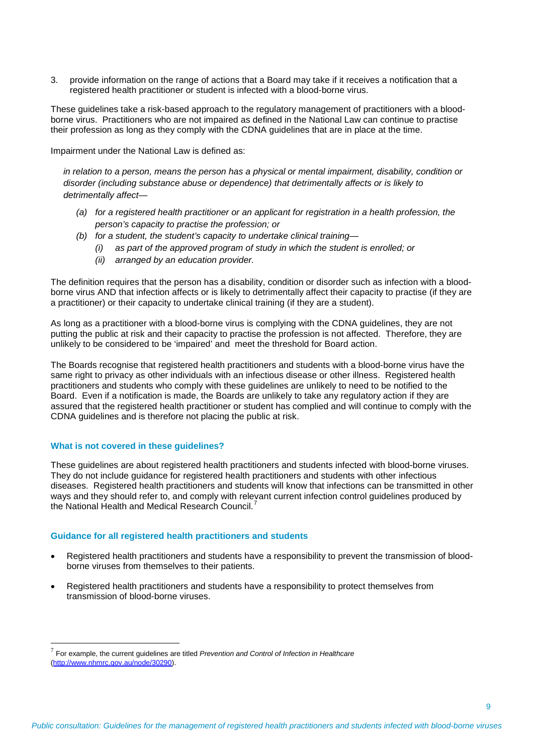3. provide information on the range of actions that a Board may take if it receives a notification that a registered health practitioner or student is infected with a blood-borne virus.

These guidelines take a risk-based approach to the regulatory management of practitioners with a blood-borne virus. Practitioners who are not impaired as defined in the National Law can continue to practise their profession as long as they comply with the CDNA guidelines that are in place at the time.

Impairment under the National Law is defined as:

> *in relation to a person, means the person has a physical or mental impairment, disability, condition or disorder (including substance abuse or dependence) that detrimentally affects or is likely to detrimentally affect—*
>
> *(a) for a registered health practitioner or an applicant for registration in a health profession, the person's capacity to practise the profession; or*
>
> *(b) for a student, the student's capacity to undertake clinical training—*
>
> *(i) as part of the approved program of study in which the student is enrolled; or*
>
> *(ii) arranged by an education provider.*

The definition requires that the person has a disability, condition or disorder such as infection with a blood-borne virus AND that infection affects or is likely to detrimentally affect their capacity to practise (if they are a practitioner) or their capacity to undertake clinical training (if they are a student).

As long as a practitioner with a blood-borne virus is complying with the CDNA guidelines, they are not putting the public at risk and their capacity to practise the profession is not affected. Therefore, they are unlikely to be considered to be 'impaired' and meet the threshold for Board action.

The Boards recognise that registered health practitioners and students with a blood-borne virus have the same right to privacy as other individuals with an infectious disease or other illness. Registered health practitioners and students who comply with these guidelines are unlikely to need to be notified to the Board. Even if a notification is made, the Boards are unlikely to take any regulatory action if they are assured that the registered health practitioner or student has complied and will continue to comply with the CDNA guidelines and is therefore not placing the public at risk.

### What is not covered in these guidelines?

These guidelines are about registered health practitioners and students infected with blood-borne viruses. They do not include guidance for registered health practitioners and students with other infectious diseases. Registered health practitioners and students will know that infections can be transmitted in other ways and they should refer to, and comply with relevant current infection control guidelines produced by the National Health and Medical Research Council.[7]

### Guidance for all registered health practitioners and students

- Registered health practitioners and students have a responsibility to prevent the transmission of blood-borne viruses from themselves to their patients.
- Registered health practitioners and students have a responsibility to protect themselves from transmission of blood-borne viruses.

---

[7] For example, the current guidelines are titled *Prevention and Control of Infection in Healthcare* (http://www.nhmrc.gov.au/node/30290).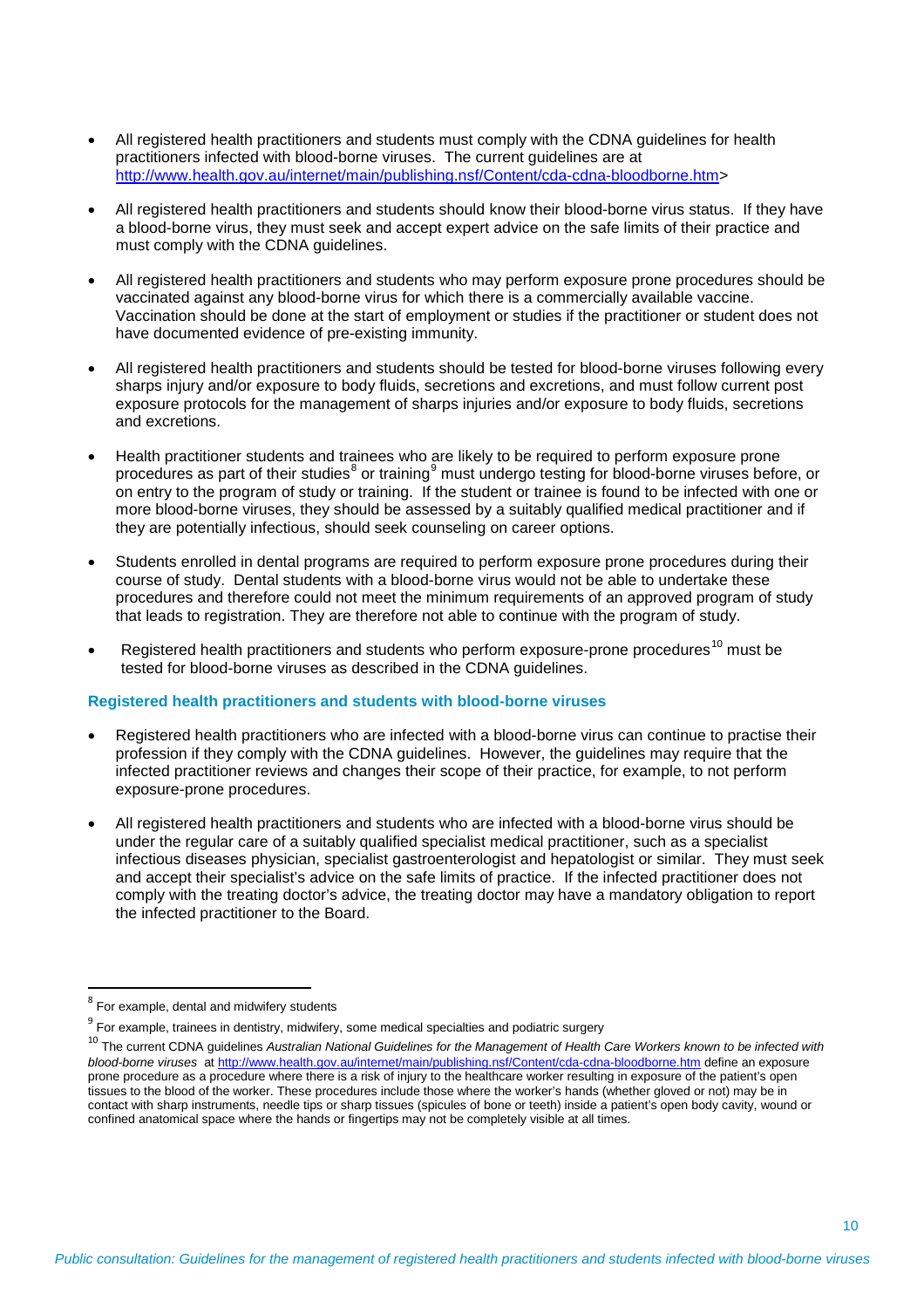- All registered health practitioners and students must comply with the CDNA guidelines for health practitioners infected with blood-borne viruses. The current guidelines are at http://www.health.gov.au/internet/main/publishing.nsf/Content/cda-cdna-bloodborne.htm>
- All registered health practitioners and students should know their blood-borne virus status. If they have a blood-borne virus, they must seek and accept expert advice on the safe limits of their practice and must comply with the CDNA guidelines.
- All registered health practitioners and students who may perform exposure prone procedures should be vaccinated against any blood-borne virus for which there is a commercially available vaccine. Vaccination should be done at the start of employment or studies if the practitioner or student does not have documented evidence of pre-existing immunity.
- All registered health practitioners and students should be tested for blood-borne viruses following every sharps injury and/or exposure to body fluids, secretions and excretions, and must follow current post exposure protocols for the management of sharps injuries and/or exposure to body fluids, secretions and excretions.
- Health practitioner students and trainees who are likely to be required to perform exposure prone procedures as part of their studies[8] or training[9] must undergo testing for blood-borne viruses before, or on entry to the program of study or training. If the student or trainee is found to be infected with one or more blood-borne viruses, they should be assessed by a suitably qualified medical practitioner and if they are potentially infectious, should seek counseling on career options.
- Students enrolled in dental programs are required to perform exposure prone procedures during their course of study. Dental students with a blood-borne virus would not be able to undertake these procedures and therefore could not meet the minimum requirements of an approved program of study that leads to registration. They are therefore not able to continue with the program of study.
- Registered health practitioners and students who perform exposure-prone procedures[10] must be tested for blood-borne viruses as described in the CDNA guidelines.

### Registered health practitioners and students with blood-borne viruses

- Registered health practitioners who are infected with a blood-borne virus can continue to practise their profession if they comply with the CDNA guidelines. However, the guidelines may require that the infected practitioner reviews and changes their scope of their practice, for example, to not perform exposure-prone procedures.
- All registered health practitioners and students who are infected with a blood-borne virus should be under the regular care of a suitably qualified specialist medical practitioner, such as a specialist infectious diseases physician, specialist gastroenterologist and hepatologist or similar. They must seek and accept their specialist's advice on the safe limits of practice. If the infected practitioner does not comply with the treating doctor's advice, the treating doctor may have a mandatory obligation to report the infected practitioner to the Board.

---

[8] For example, dental and midwifery students

[9] For example, trainees in dentistry, midwifery, some medical specialties and podiatric surgery

[10] The current CDNA guidelines *Australian National Guidelines for the Management of Health Care Workers known to be infected with blood-borne viruses* at http://www.health.gov.au/internet/main/publishing.nsf/Content/cda-cdna-bloodborne.htm define an exposure prone procedure as a procedure where there is a risk of injury to the healthcare worker resulting in exposure of the patient's open tissues to the blood of the worker. These procedures include those where the worker's hands (whether gloved or not) may be in contact with sharp instruments, needle tips or sharp tissues (spicules of bone or teeth) inside a patient's open body cavity, wound or confined anatomical space where the hands or fingertips may not be completely visible at all times.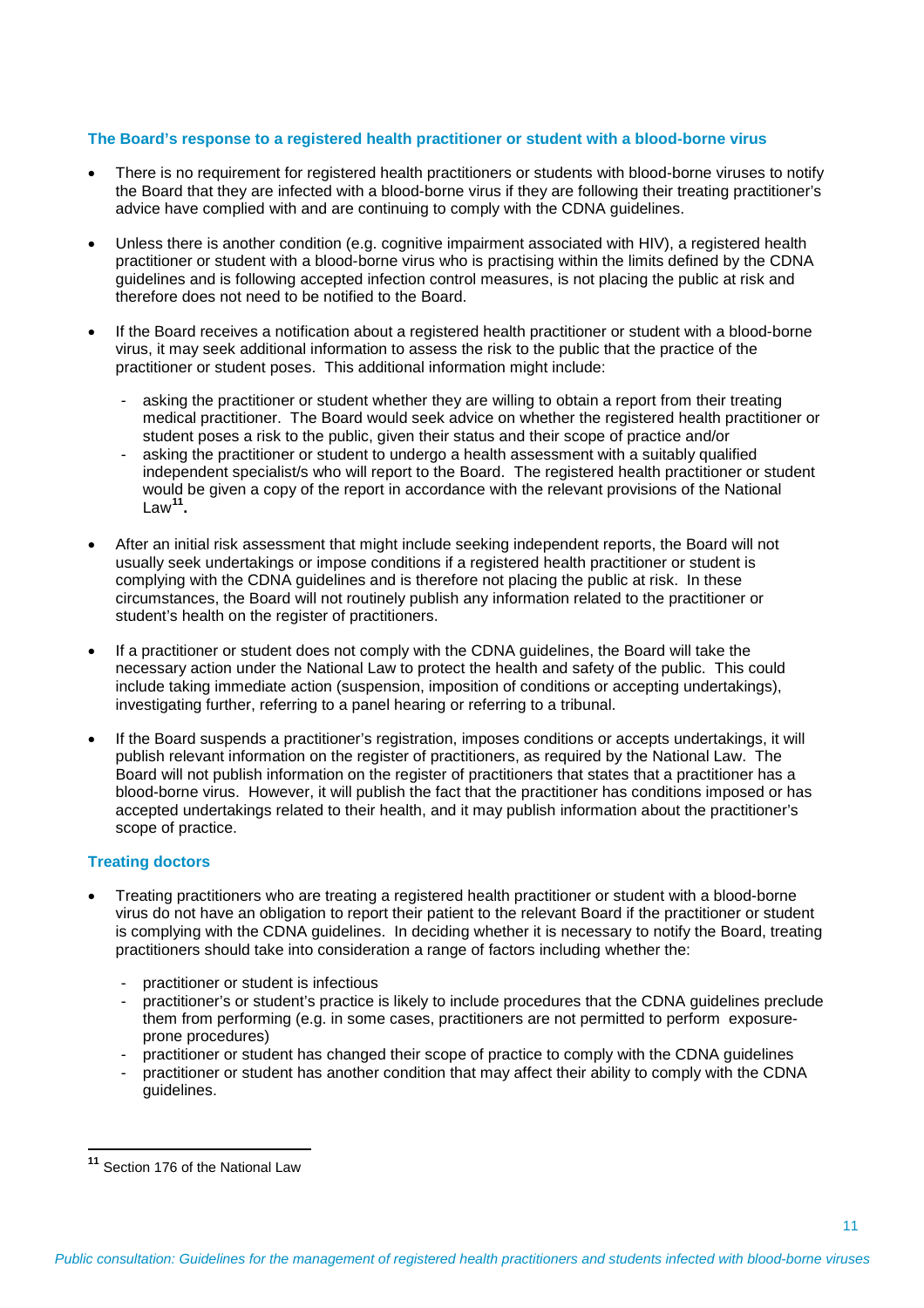### The Board's response to a registered health practitioner or student with a blood-borne virus

- There is no requirement for registered health practitioners or students with blood-borne viruses to notify the Board that they are infected with a blood-borne virus if they are following their treating practitioner's advice have complied with and are continuing to comply with the CDNA guidelines.
- Unless there is another condition (e.g. cognitive impairment associated with HIV), a registered health practitioner or student with a blood-borne virus who is practising within the limits defined by the CDNA guidelines and is following accepted infection control measures, is not placing the public at risk and therefore does not need to be notified to the Board.
- If the Board receives a notification about a registered health practitioner or student with a blood-borne virus, it may seek additional information to assess the risk to the public that the practice of the practitioner or student poses. This additional information might include:
  - asking the practitioner or student whether they are willing to obtain a report from their treating medical practitioner. The Board would seek advice on whether the registered health practitioner or student poses a risk to the public, given their status and their scope of practice and/or
  - asking the practitioner or student to undergo a health assessment with a suitably qualified independent specialist/s who will report to the Board. The registered health practitioner or student would be given a copy of the report in accordance with the relevant provisions of the National Law[11].
- After an initial risk assessment that might include seeking independent reports, the Board will not usually seek undertakings or impose conditions if a registered health practitioner or student is complying with the CDNA guidelines and is therefore not placing the public at risk. In these circumstances, the Board will not routinely publish any information related to the practitioner or student's health on the register of practitioners.
- If a practitioner or student does not comply with the CDNA guidelines, the Board will take the necessary action under the National Law to protect the health and safety of the public. This could include taking immediate action (suspension, imposition of conditions or accepting undertakings), investigating further, referring to a panel hearing or referring to a tribunal.
- If the Board suspends a practitioner's registration, imposes conditions or accepts undertakings, it will publish relevant information on the register of practitioners, as required by the National Law. The Board will not publish information on the register of practitioners that states that a practitioner has a blood-borne virus. However, it will publish the fact that the practitioner has conditions imposed or has accepted undertakings related to their health, and it may publish information about the practitioner's scope of practice.

### Treating doctors

- Treating practitioners who are treating a registered health practitioner or student with a blood-borne virus do not have an obligation to report their patient to the relevant Board if the practitioner or student is complying with the CDNA guidelines. In deciding whether it is necessary to notify the Board, treating practitioners should take into consideration a range of factors including whether the:
  - practitioner or student is infectious
  - practitioner's or student's practice is likely to include procedures that the CDNA guidelines preclude them from performing (e.g. in some cases, practitioners are not permitted to perform exposure-prone procedures)
  - practitioner or student has changed their scope of practice to comply with the CDNA guidelines
  - practitioner or student has another condition that may affect their ability to comply with the CDNA guidelines.

---

[11] Section 176 of the National Law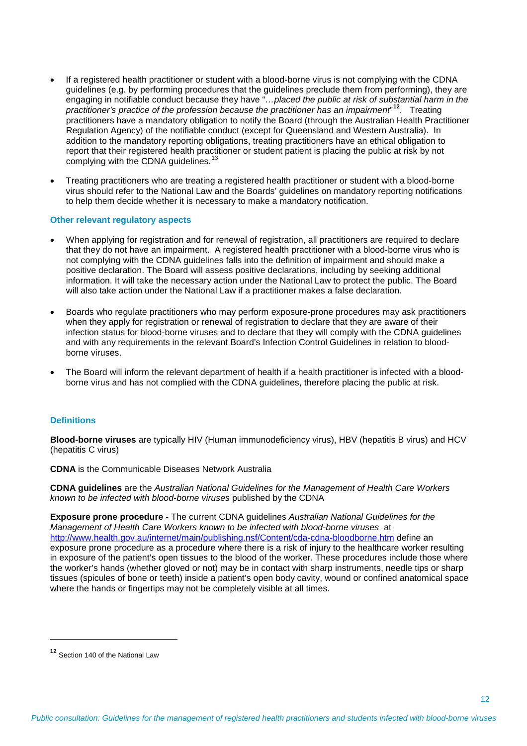- If a registered health practitioner or student with a blood-borne virus is not complying with the CDNA guidelines (e.g. by performing procedures that the guidelines preclude them from performing), they are engaging in notifiable conduct because they have "*…placed the public at risk of substantial harm in the practitioner's practice of the profession because the practitioner has an impairment*"[12]. Treating practitioners have a mandatory obligation to notify the Board (through the Australian Health Practitioner Regulation Agency) of the notifiable conduct (except for Queensland and Western Australia). In addition to the mandatory reporting obligations, treating practitioners have an ethical obligation to report that their registered health practitioner or student patient is placing the public at risk by not complying with the CDNA guidelines.[13]

- Treating practitioners who are treating a registered health practitioner or student with a blood-borne virus should refer to the National Law and the Boards' guidelines on mandatory reporting notifications to help them decide whether it is necessary to make a mandatory notification.

### Other relevant regulatory aspects

- When applying for registration and for renewal of registration, all practitioners are required to declare that they do not have an impairment. A registered health practitioner with a blood-borne virus who is not complying with the CDNA guidelines falls into the definition of impairment and should make a positive declaration. The Board will assess positive declarations, including by seeking additional information. It will take the necessary action under the National Law to protect the public. The Board will also take action under the National Law if a practitioner makes a false declaration.

- Boards who regulate practitioners who may perform exposure-prone procedures may ask practitioners when they apply for registration or renewal of registration to declare that they are aware of their infection status for blood-borne viruses and to declare that they will comply with the CDNA guidelines and with any requirements in the relevant Board's Infection Control Guidelines in relation to blood-borne viruses.

- The Board will inform the relevant department of health if a health practitioner is infected with a blood-borne virus and has not complied with the CDNA guidelines, therefore placing the public at risk.

### Definitions

**Blood-borne viruses** are typically HIV (Human immunodeficiency virus), HBV (hepatitis B virus) and HCV (hepatitis C virus)

**CDNA** is the Communicable Diseases Network Australia

**CDNA guidelines** are the *Australian National Guidelines for the Management of Health Care Workers known to be infected with blood-borne viruses* published by the CDNA

**Exposure prone procedure** - The current CDNA guidelines *Australian National Guidelines for the Management of Health Care Workers known to be infected with blood-borne viruses* at http://www.health.gov.au/internet/main/publishing.nsf/Content/cda-cdna-bloodborne.htm define an exposure prone procedure as a procedure where there is a risk of injury to the healthcare worker resulting in exposure of the patient's open tissues to the blood of the worker. These procedures include those where the worker's hands (whether gloved or not) may be in contact with sharp instruments, needle tips or sharp tissues (spicules of bone or teeth) inside a patient's open body cavity, wound or confined anatomical space where the hands or fingertips may not be completely visible at all times.

---

[12] Section 140 of the National Law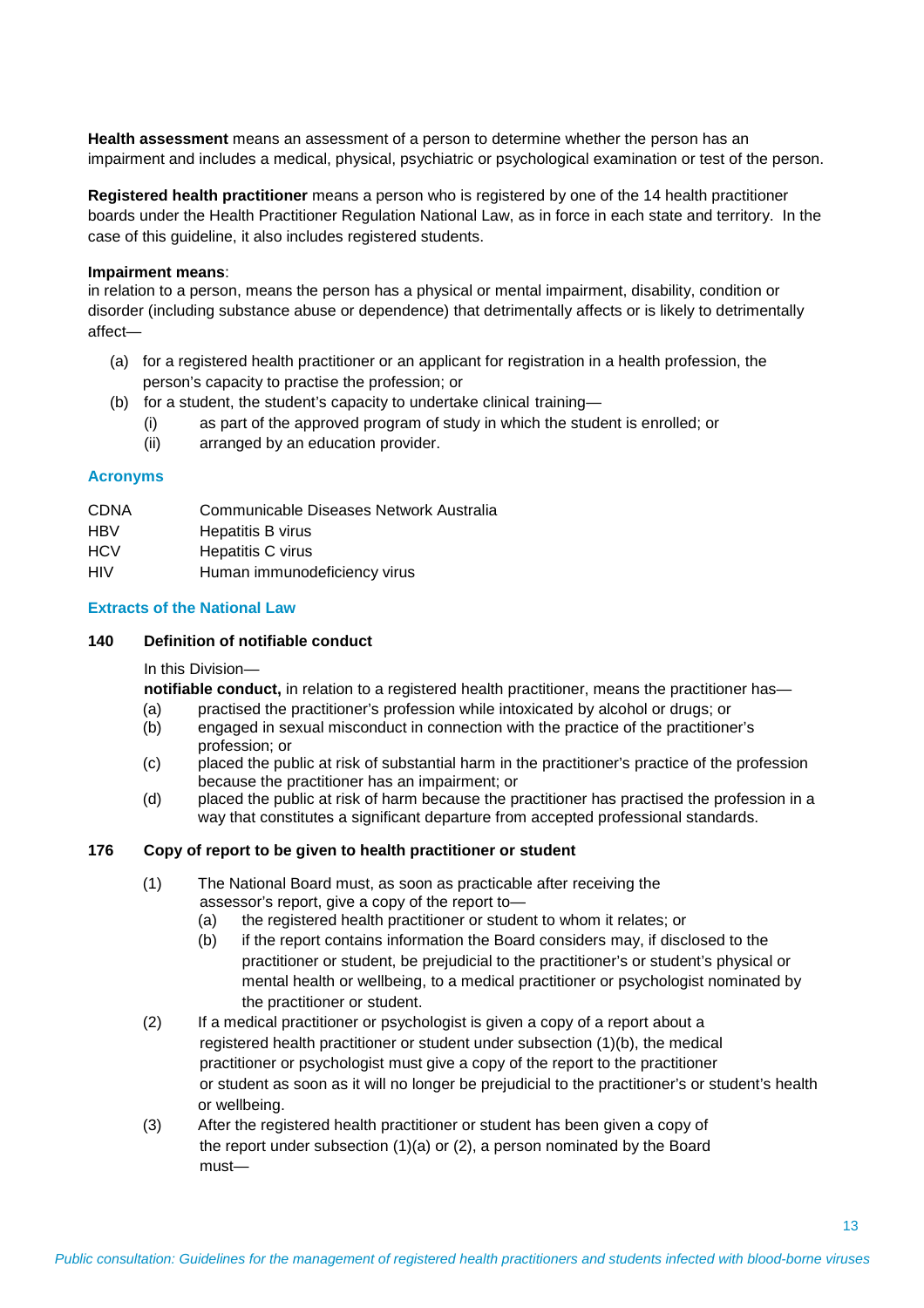**Health assessment** means an assessment of a person to determine whether the person has an impairment and includes a medical, physical, psychiatric or psychological examination or test of the person.

**Registered health practitioner** means a person who is registered by one of the 14 health practitioner boards under the Health Practitioner Regulation National Law, as in force in each state and territory. In the case of this guideline, it also includes registered students.

**Impairment means**:
in relation to a person, means the person has a physical or mental impairment, disability, condition or disorder (including substance abuse or dependence) that detrimentally affects or is likely to detrimentally affect—

(a) for a registered health practitioner or an applicant for registration in a health profession, the person's capacity to practise the profession; or
(b) for a student, the student's capacity to undertake clinical training—
  (i) as part of the approved program of study in which the student is enrolled; or
  (ii) arranged by an education provider.

## Acronyms

| | |
|---|---|
| CDNA | Communicable Diseases Network Australia |
| HBV | Hepatitis B virus |
| HCV | Hepatitis C virus |
| HIV | Human immunodeficiency virus |

## Extracts of the National Law

### 140 Definition of notifiable conduct

In this Division—

**notifiable conduct,** in relation to a registered health practitioner, means the practitioner has—

(a) practised the practitioner's profession while intoxicated by alcohol or drugs; or
(b) engaged in sexual misconduct in connection with the practice of the practitioner's profession; or
(c) placed the public at risk of substantial harm in the practitioner's practice of the profession because the practitioner has an impairment; or
(d) placed the public at risk of harm because the practitioner has practised the profession in a way that constitutes a significant departure from accepted professional standards.

### 176 Copy of report to be given to health practitioner or student

(1) The National Board must, as soon as practicable after receiving the assessor's report, give a copy of the report to—
  (a) the registered health practitioner or student to whom it relates; or
  (b) if the report contains information the Board considers may, if disclosed to the practitioner or student, be prejudicial to the practitioner's or student's physical or mental health or wellbeing, to a medical practitioner or psychologist nominated by the practitioner or student.

(2) If a medical practitioner or psychologist is given a copy of a report about a registered health practitioner or student under subsection (1)(b), the medical practitioner or psychologist must give a copy of the report to the practitioner or student as soon as it will no longer be prejudicial to the practitioner's or student's health or wellbeing.

(3) After the registered health practitioner or student has been given a copy of the report under subsection (1)(a) or (2), a person nominated by the Board must—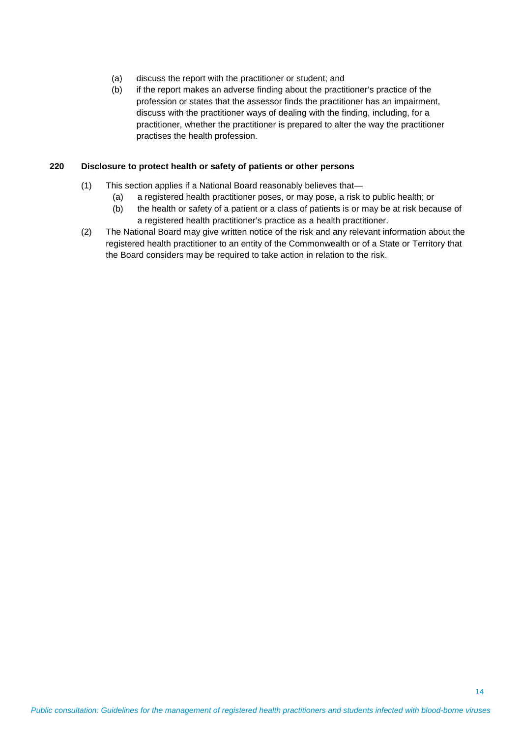(a) discuss the report with the practitioner or student; and

(b) if the report makes an adverse finding about the practitioner's practice of the profession or states that the assessor finds the practitioner has an impairment, discuss with the practitioner ways of dealing with the finding, including, for a practitioner, whether the practitioner is prepared to alter the way the practitioner practises the health profession.

**220 Disclosure to protect health or safety of patients or other persons**

(1) This section applies if a National Board reasonably believes that—

(a) a registered health practitioner poses, or may pose, a risk to public health; or

(b) the health or safety of a patient or a class of patients is or may be at risk because of a registered health practitioner's practice as a health practitioner.

(2) The National Board may give written notice of the risk and any relevant information about the registered health practitioner to an entity of the Commonwealth or of a State or Territory that the Board considers may be required to take action in relation to the risk.